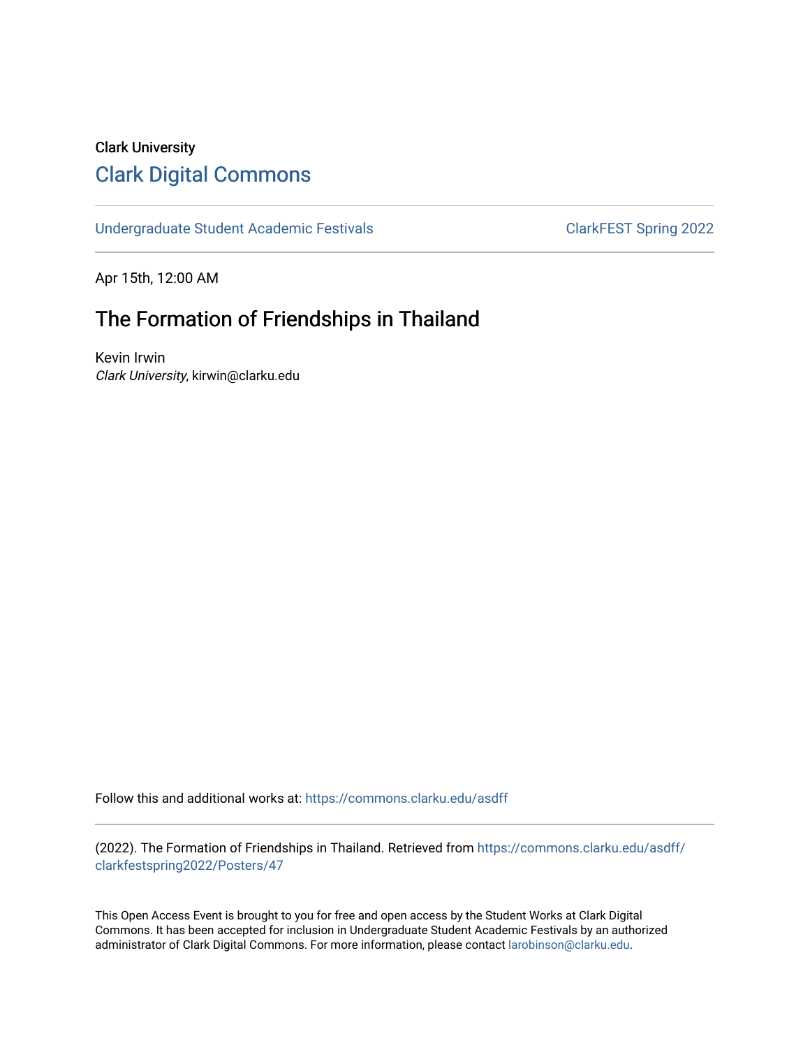Clark University

# Clark Digital Commons

Undergraduate Student Academic Festivals ClarkFEST Spring 2022

Apr 15th, 12:00 AM

## The Formation of Friendships in Thailand

Kevin Irwin
*Clark University*, kirwin@clarku.edu

Follow this and additional works at: https://commons.clarku.edu/asdff

(2022). The Formation of Friendships in Thailand. Retrieved from https://commons.clarku.edu/asdff/clarkfestspring2022/Posters/47

This Open Access Event is brought to you for free and open access by the Student Works at Clark Digital Commons. It has been accepted for inclusion in Undergraduate Student Academic Festivals by an authorized administrator of Clark Digital Commons. For more information, please contact larobinson@clarku.edu.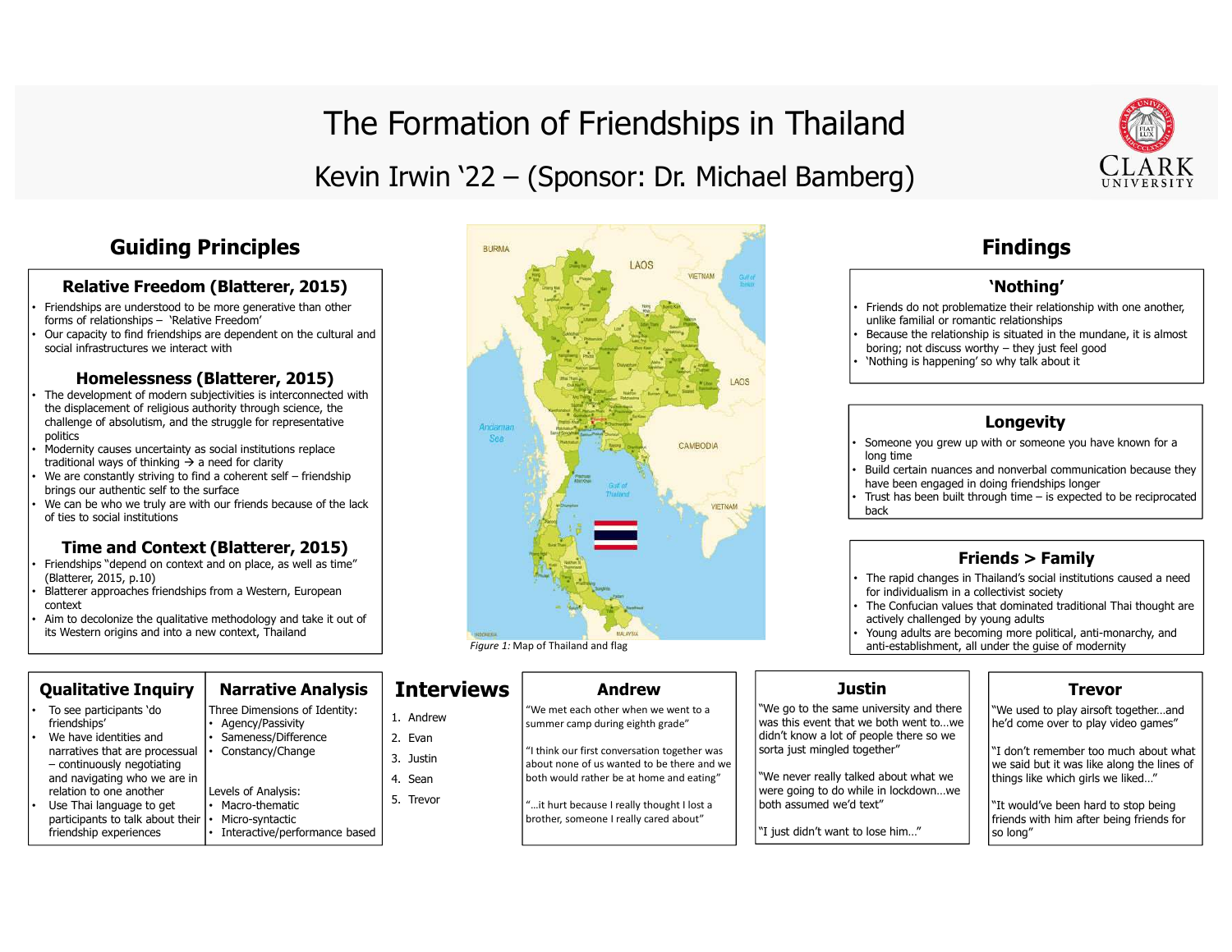# The Formation of Friendships in Thailand

## Kevin Irwin '22 – (Sponsor: Dr. Michael Bamberg)

## Guiding Principles

### Relative Freedom (Blatterer, 2015)

- Friendships are understood to be more generative than other forms of relationships – 'Relative Freedom'
- Our capacity to find friendships are dependent on the cultural and social infrastructures we interact with

### Homelessness (Blatterer, 2015)

- The development of modern subjectivities is interconnected with the displacement of religious authority through science, the challenge of absolutism, and the struggle for representative politics
- Modernity causes uncertainty as social institutions replace traditional ways of thinking → a need for clarity
- We are constantly striving to find a coherent self – friendship brings our authentic self to the surface
- We can be who we truly are with our friends because of the lack of ties to social institutions

### Time and Context (Blatterer, 2015)

- Friendships "depend on context and on place, as well as time" (Blatterer, 2015, p.10)
- Blatterer approaches friendships from a Western, European context
- Aim to decolonize the qualitative methodology and take it out of its Western origins and into a new context, Thailand

*Figure 1:* Map of Thailand and flag

## Findings

### 'Nothing'

- Friends do not problematize their relationship with one another, unlike familial or romantic relationships
- Because the relationship is situated in the mundane, it is almost boring; not discuss worthy – they just feel good
- 'Nothing is happening' so why talk about it

### Longevity

- Someone you grew up with or someone you have known for a long time
- Build certain nuances and nonverbal communication because they have been engaged in doing friendships longer
- Trust has been built through time – is expected to be reciprocated back

### Friends > Family

- The rapid changes in Thailand's social institutions caused a need for individualism in a collectivist society
- The Confucian values that dominated traditional Thai thought are actively challenged by young adults
- Young adults are becoming more political, anti-monarchy, and anti-establishment, all under the guise of modernity

## Qualitative Inquiry

- To see participants 'do friendships'
- We have identities and narratives that are processual – continuously negotiating and navigating who we are in relation to one another
- Use Thai language to get participants to talk about their friendship experiences

## Narrative Analysis

Three Dimensions of Identity:

- Agency/Passivity
- Sameness/Difference
- Constancy/Change

Levels of Analysis:

- Macro-thematic
- Micro-syntactic
- Interactive/performance based

## Interviews

1. Andrew
2. Evan
3. Justin
4. Sean
5. Trevor

### Andrew

"We met each other when we went to a summer camp during eighth grade"

"I think our first conversation together was about none of us wanted to be there and we both would rather be at home and eating"

"…it hurt because I really thought I lost a brother, someone I really cared about"

### Justin

"We go to the same university and there was this event that we both went to…we didn't know a lot of people there so we sorta just mingled together"

"We never really talked about what we were going to do while in lockdown…we both assumed we'd text"

"I just didn't want to lose him…"

### Trevor

"We used to play airsoft together…and he'd come over to play video games"

"I don't remember too much about what we said but it was like along the lines of things like which girls we liked…"

"It would've been hard to stop being friends with him after being friends for so long"